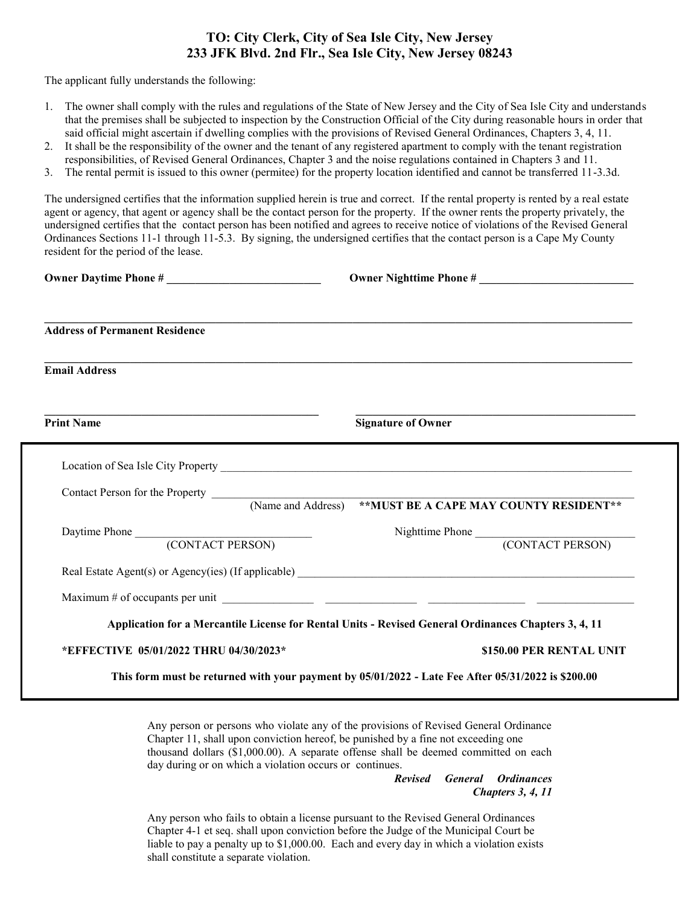# TO: City Clerk, City of Sea Isle City, New Jersey
# 233 JFK Blvd. 2nd Flr., Sea Isle City, New Jersey 08243

The applicant fully understands the following:

1. The owner shall comply with the rules and regulations of the State of New Jersey and the City of Sea Isle City and understands that the premises shall be subjected to inspection by the Construction Official of the City during reasonable hours in order that said official might ascertain if dwelling complies with the provisions of Revised General Ordinances, Chapters 3, 4, 11.
2. It shall be the responsibility of the owner and the tenant of any registered apartment to comply with the tenant registration responsibilities, of Revised General Ordinances, Chapter 3 and the noise regulations contained in Chapters 3 and 11.
3. The rental permit is issued to this owner (permitee) for the property location identified and cannot be transferred 11-3.3d.

The undersigned certifies that the information supplied herein is true and correct. If the rental property is rented by a real estate agent or agency, that agent or agency shall be the contact person for the property. If the owner rents the property privately, the undersigned certifies that the contact person has been notified and agrees to receive notice of violations of the Revised General Ordinances Sections 11-1 through 11-5.3. By signing, the undersigned certifies that the contact person is a Cape My County resident for the period of the lease.

**Owner Daytime Phone #** ____________________________ **Owner Nighttime Phone #** ____________________________

________________________________________________________________________________

**Address of Permanent Residence**

________________________________________________________________________________

**Email Address**

________________________________________ ________________________________________

**Print Name** **Signature of Owner**

---

Location of Sea Isle City Property ________________________________________________________________

Contact Person for the Property ________________________________________________________________
(Name and Address) **\*\*MUST BE A CAPE MAY COUNTY RESIDENT\*\***

Daytime Phone ______________________________ Nighttime Phone ______________________________
(CONTACT PERSON) (CONTACT PERSON)

Real Estate Agent(s) or Agency(ies) (If applicable) ____________________________________________________

Maximum # of occupants per unit ______________ ______________ ______________ ______________

**Application for a Mercantile License for Rental Units - Revised General Ordinances Chapters 3, 4, 11**

**\*EFFECTIVE 05/01/2022 THRU 04/30/2023\*** **$150.00 PER RENTAL UNIT**

**This form must be returned with your payment by 05/01/2022 - Late Fee After 05/31/2022 is $200.00**

---

Any person or persons who violate any of the provisions of Revised General Ordinance Chapter 11, shall upon conviction hereof, be punished by a fine not exceeding one thousand dollars ($1,000.00). A separate offense shall be deemed committed on each day during or on which a violation occurs or continues.

***Revised General Ordinances Chapters 3, 4, 11***

Any person who fails to obtain a license pursuant to the Revised General Ordinances Chapter 4-1 et seq. shall upon conviction before the Judge of the Municipal Court be liable to pay a penalty up to $1,000.00. Each and every day in which a violation exists shall constitute a separate violation.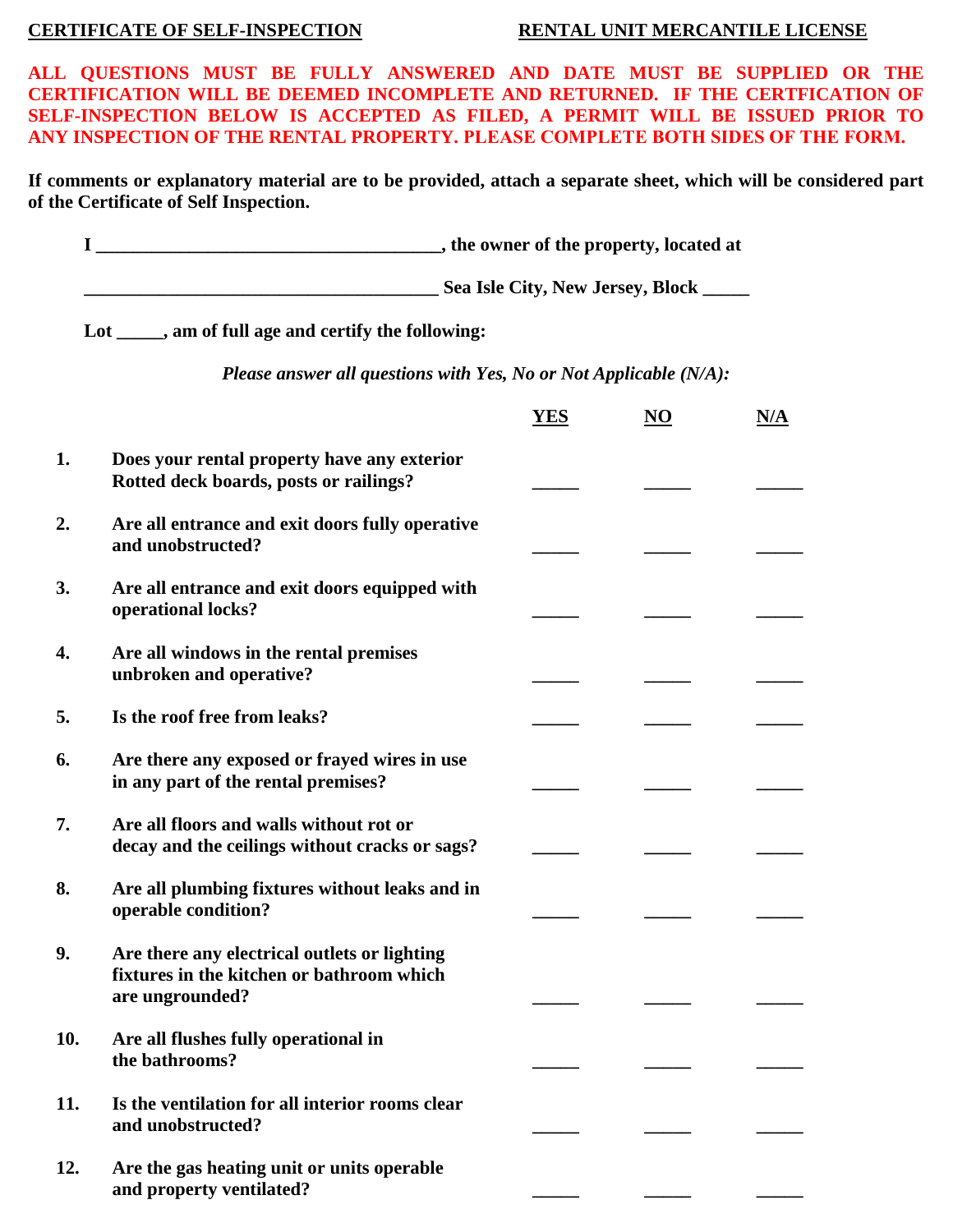**CERTIFICATE OF SELF-INSPECTION** **RENTAL UNIT MERCANTILE LICENSE**

**ALL QUESTIONS MUST BE FULLY ANSWERED AND DATE MUST BE SUPPLIED OR THE CERTIFICATION WILL BE DEEMED INCOMPLETE AND RETURNED. IF THE CERTFICATION OF SELF-INSPECTION BELOW IS ACCEPTED AS FILED, A PERMIT WILL BE ISSUED PRIOR TO ANY INSPECTION OF THE RENTAL PROPERTY. PLEASE COMPLETE BOTH SIDES OF THE FORM.**

**If comments or explanatory material are to be provided, attach a separate sheet, which will be considered part of the Certificate of Self Inspection.**

**I ____________________________________, the owner of the property, located at**

**_______________________________________ Sea Isle City, New Jersey, Block _____**

**Lot _____, am of full age and certify the following:**

***Please answer all questions with Yes, No or Not Applicable (N/A):***

| | | YES | NO | N/A |
|---|---|---|---|---|
| **1.** | **Does your rental property have any exterior Rotted deck boards, posts or railings?** | _____ | _____ | _____ |
| **2.** | **Are all entrance and exit doors fully operative and unobstructed?** | _____ | _____ | _____ |
| **3.** | **Are all entrance and exit doors equipped with operational locks?** | _____ | _____ | _____ |
| **4.** | **Are all windows in the rental premises unbroken and operative?** | _____ | _____ | _____ |
| **5.** | **Is the roof free from leaks?** | _____ | _____ | _____ |
| **6.** | **Are there any exposed or frayed wires in use in any part of the rental premises?** | _____ | _____ | _____ |
| **7.** | **Are all floors and walls without rot or decay and the ceilings without cracks or sags?** | _____ | _____ | _____ |
| **8.** | **Are all plumbing fixtures without leaks and in operable condition?** | _____ | _____ | _____ |
| **9.** | **Are there any electrical outlets or lighting fixtures in the kitchen or bathroom which are ungrounded?** | _____ | _____ | _____ |
| **10.** | **Are all flushes fully operational in the bathrooms?** | _____ | _____ | _____ |
| **11.** | **Is the ventilation for all interior rooms clear and unobstructed?** | _____ | _____ | _____ |
| **12.** | **Are the gas heating unit or units operable and property ventilated?** | _____ | _____ | _____ |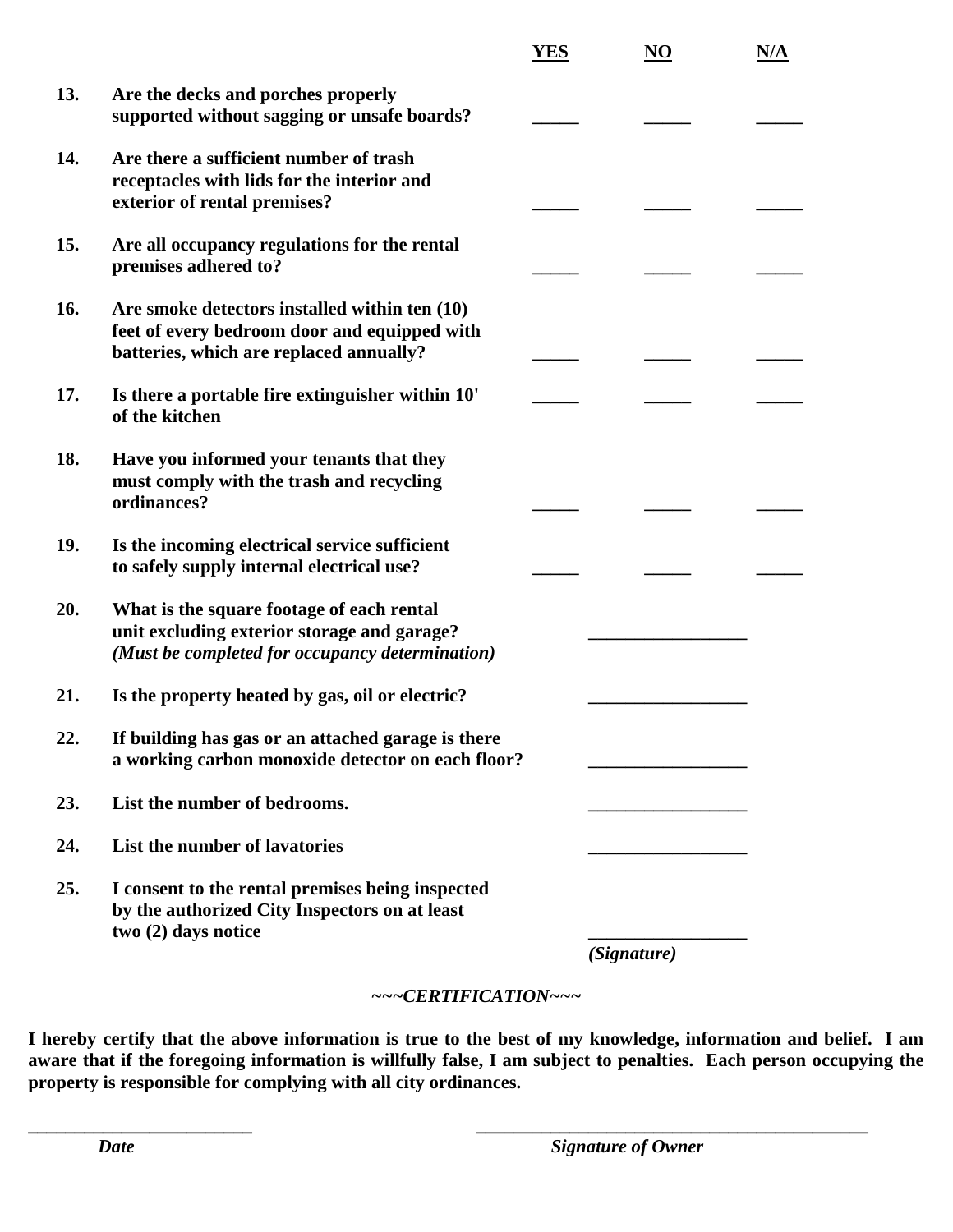| | | YES | NO | N/A |
|---|---|---|---|---|
| **13.** | **Are the decks and porches properly supported without sagging or unsafe boards?** | _____ | _____ | _____ |
| **14.** | **Are there a sufficient number of trash receptacles with lids for the interior and exterior of rental premises?** | _____ | _____ | _____ |
| **15.** | **Are all occupancy regulations for the rental premises adhered to?** | _____ | _____ | _____ |
| **16.** | **Are smoke detectors installed within ten (10) feet of every bedroom door and equipped with batteries, which are replaced annually?** | _____ | _____ | _____ |
| **17.** | **Is there a portable fire extinguisher within 10' of the kitchen** | _____ | _____ | _____ |
| **18.** | **Have you informed your tenants that they must comply with the trash and recycling ordinances?** | _____ | _____ | _____ |
| **19.** | **Is the incoming electrical service sufficient to safely supply internal electrical use?** | _____ | _____ | _____ |

**20.** **What is the square footage of each rental unit excluding exterior storage and garage?** ___________________
***(Must be completed for occupancy determination)***

**21.** **Is the property heated by gas, oil or electric?** ___________________

**22.** **If building has gas or an attached garage is there a working carbon monoxide detector on each floor?** ___________________

**23.** **List the number of bedrooms.** ___________________

**24.** **List the number of lavatories** ___________________

**25.** **I consent to the rental premises being inspected by the authorized City Inspectors on at least two (2) days notice** ___________________
***(Signature)***

***~~~CERTIFICATION~~~***

**I hereby certify that the above information is true to the best of my knowledge, information and belief. I am aware that if the foregoing information is willfully false, I am subject to penalties. Each person occupying the property is responsible for complying with all city ordinances.**

_________________________ ____________________________________________

***Date*** ***Signature of Owner***